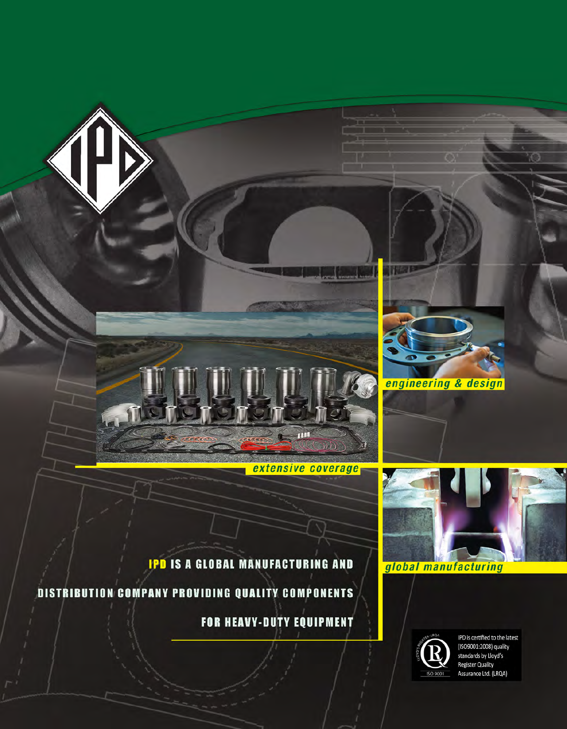extensive coverage

engineering & design

global manufacturing

**IPD IS A GLOBAL MANUFACTURING AND DISTRIBUTION COMPANY PROVIDING QUALITY COMPONENTS FOR HEAVY-DUTY EQUIPMENT**

IPD is certified to the latest (ISO9001:2008) quality standards by Lloyd's Register Quality Assurance Ltd. (LRQA)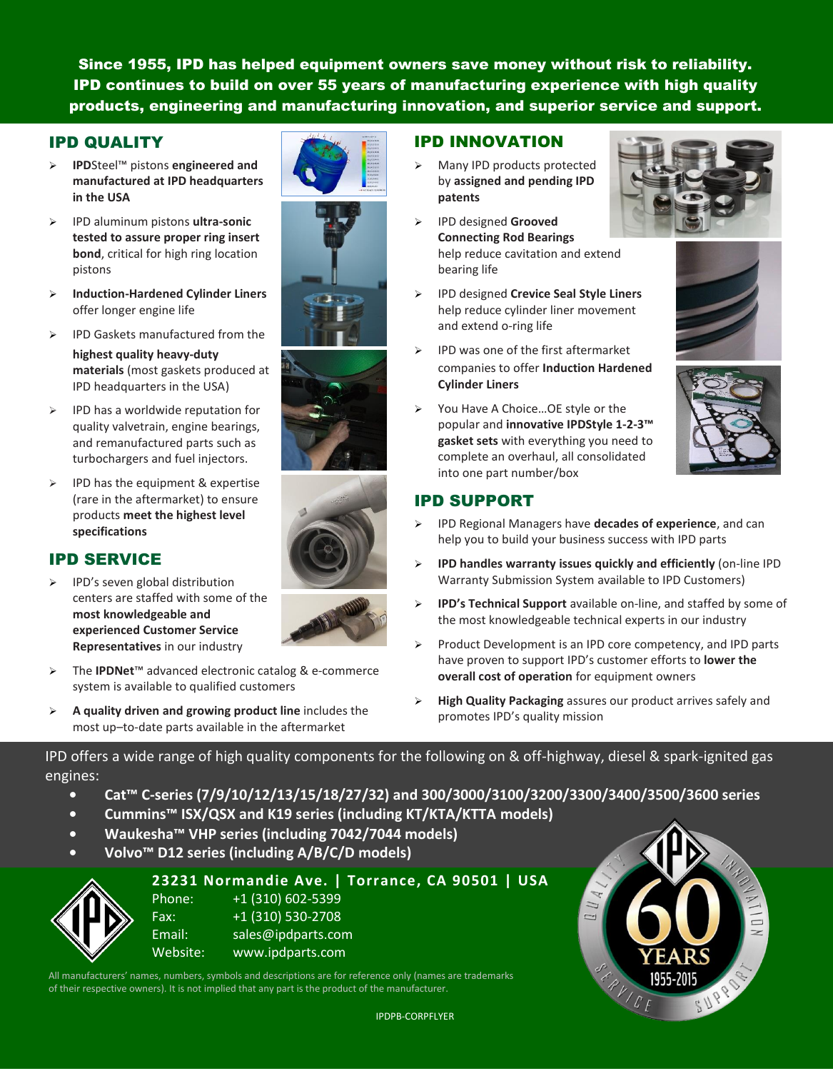**Since 1955, IPD has helped equipment owners save money without risk to reliability. IPD continues to build on over 55 years of manufacturing experience with high quality products, engineering and manufacturing innovation, and superior service and support.**

## IPD QUALITY

- **IPD**Steel™ pistons **engineered and manufactured at IPD headquarters in the USA**
- IPD aluminum pistons **ultra-sonic tested to assure proper ring insert bond**, critical for high ring location pistons
- **Induction-Hardened Cylinder Liners** offer longer engine life
- IPD Gaskets manufactured from the **highest quality heavy-duty materials** (most gaskets produced at IPD headquarters in the USA)
- IPD has a worldwide reputation for quality valvetrain, engine bearings, and remanufactured parts such as turbochargers and fuel injectors.
- IPD has the equipment & expertise (rare in the aftermarket) to ensure products **meet the highest level specifications**

## IPD SERVICE

- IPD's seven global distribution centers are staffed with some of the **most knowledgeable and experienced Customer Service Representatives** in our industry
- The **IPDNet**™ advanced electronic catalog & e-commerce system is available to qualified customers
- **A quality driven and growing product line** includes the most up–to-date parts available in the aftermarket

## IPD INNOVATION

- Many IPD products protected by **assigned and pending IPD patents**
- IPD designed **Grooved Connecting Rod Bearings** help reduce cavitation and extend bearing life
- IPD designed **Crevice Seal Style Liners** help reduce cylinder liner movement and extend o-ring life
- IPD was one of the first aftermarket companies to offer **Induction Hardened Cylinder Liners**
- You Have A Choice…OE style or the popular and **innovative IPDStyle 1-2-3™ gasket sets** with everything you need to complete an overhaul, all consolidated into one part number/box

## IPD SUPPORT

- IPD Regional Managers have **decades of experience**, and can help you to build your business success with IPD parts
- **IPD handles warranty issues quickly and efficiently** (on-line IPD Warranty Submission System available to IPD Customers)
- **IPD's Technical Support** available on-line, and staffed by some of the most knowledgeable technical experts in our industry
- Product Development is an IPD core competency, and IPD parts have proven to support IPD's customer efforts to **lower the overall cost of operation** for equipment owners
- **High Quality Packaging** assures our product arrives safely and promotes IPD's quality mission

IPD offers a wide range of high quality components for the following on & off-highway, diesel & spark-ignited gas engines:

- **Cat™ C-series (7/9/10/12/13/15/18/27/32) and 300/3000/3100/3200/3300/3400/3500/3600 series**
- **Cummins™ ISX/QSX and K19 series (including KT/KTA/KTTA models)**
- **Waukesha™ VHP series (including 7042/7044 models)**
- **Volvo™ D12 series (including A/B/C/D models)**

**23231 Normandie Ave. | Torrance, CA 90501 | USA**

Phone: +1 (310) 602-5399
Fax: +1 (310) 530-2708
Email: sales@ipdparts.com
Website: www.ipdparts.com

QUALITY · INNOVATION · SUPPORT · SERVICE — IPD 60 YEARS 1955-2015

All manufacturers' names, numbers, symbols and descriptions are for reference only (names are trademarks of their respective owners). It is not implied that any part is the product of the manufacturer.

IPDPB-CORPFLYER